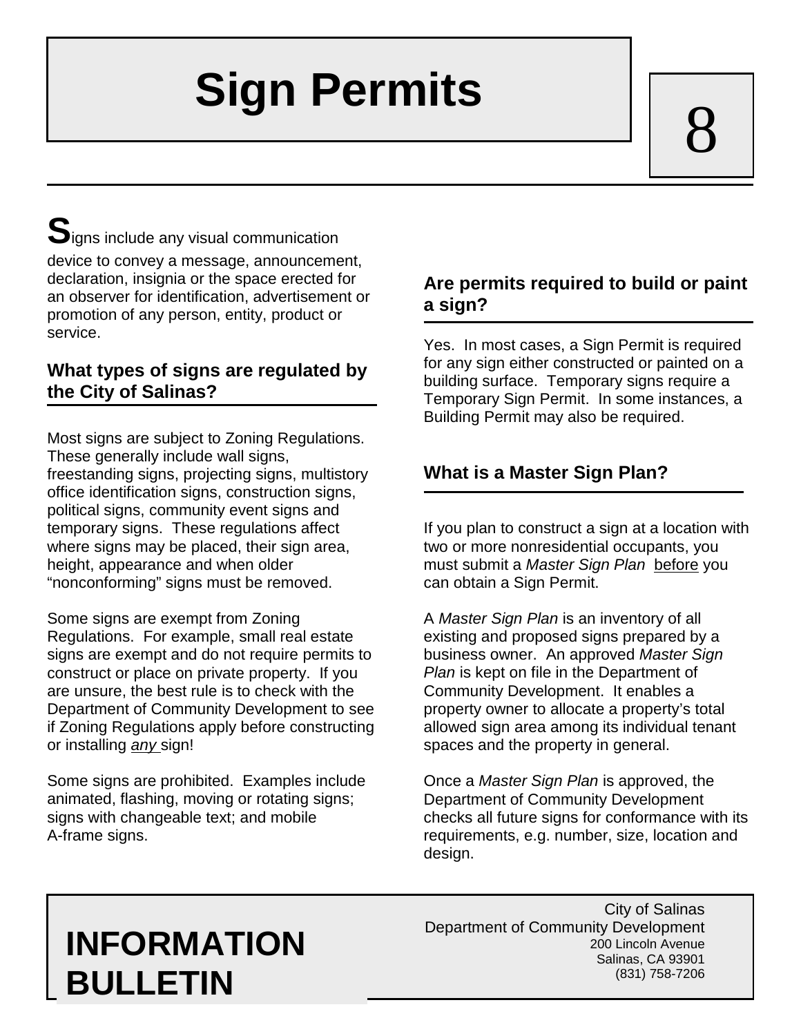# Sign Permits

8

Signs include any visual communication device to convey a message, announcement, declaration, insignia or the space erected for an observer for identification, advertisement or promotion of any person, entity, product or service.

## What types of signs are regulated by the City of Salinas?

Most signs are subject to Zoning Regulations. These generally include wall signs, freestanding signs, projecting signs, multistory office identification signs, construction signs, political signs, community event signs and temporary signs. These regulations affect where signs may be placed, their sign area, height, appearance and when older "nonconforming" signs must be removed.

Some signs are exempt from Zoning Regulations. For example, small real estate signs are exempt and do not require permits to construct or place on private property. If you are unsure, the best rule is to check with the Department of Community Development to see if Zoning Regulations apply before constructing or installing *any* sign!

Some signs are prohibited. Examples include animated, flashing, moving or rotating signs; signs with changeable text; and mobile A-frame signs.

## Are permits required to build or paint a sign?

Yes. In most cases, a Sign Permit is required for any sign either constructed or painted on a building surface. Temporary signs require a Temporary Sign Permit. In some instances, a Building Permit may also be required.

## What is a Master Sign Plan?

If you plan to construct a sign at a location with two or more nonresidential occupants, you must submit a *Master Sign Plan* before you can obtain a Sign Permit.

A *Master Sign Plan* is an inventory of all existing and proposed signs prepared by a business owner. An approved *Master Sign Plan* is kept on file in the Department of Community Development. It enables a property owner to allocate a property's total allowed sign area among its individual tenant spaces and the property in general.

Once a *Master Sign Plan* is approved, the Department of Community Development checks all future signs for conformance with its requirements, e.g. number, size, location and design.

**INFORMATION BULLETIN**

City of Salinas
Department of Community Development
200 Lincoln Avenue
Salinas, CA 93901
(831) 758-7206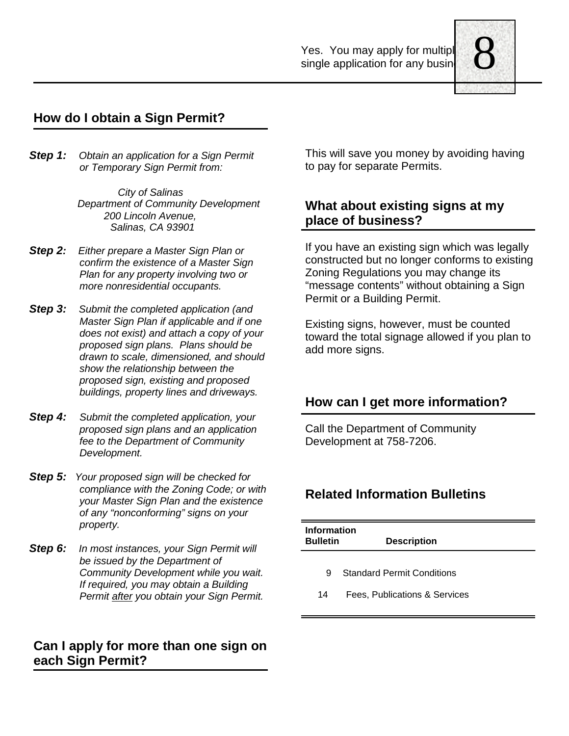Yes. You may apply for multipl single application for any busin

## How do I obtain a Sign Permit?

***Step 1:*** *Obtain an application for a Sign Permit or Temporary Sign Permit from:*

*City of Salinas*
*Department of Community Development*
*200 Lincoln Avenue,*
*Salinas, CA 93901*

***Step 2:*** *Either prepare a Master Sign Plan or confirm the existence of a Master Sign Plan for any property involving two or more nonresidential occupants.*

***Step 3:*** *Submit the completed application (and Master Sign Plan if applicable and if one does not exist) and attach a copy of your proposed sign plans. Plans should be drawn to scale, dimensioned, and should show the relationship between the proposed sign, existing and proposed buildings, property lines and driveways.*

***Step 4:*** *Submit the completed application, your proposed sign plans and an application fee to the Department of Community Development.*

***Step 5:*** *Your proposed sign will be checked for compliance with the Zoning Code; or with your Master Sign Plan and the existence of any "nonconforming" signs on your property.*

***Step 6:*** *In most instances, your Sign Permit will be issued by the Department of Community Development while you wait. If required, you may obtain a Building Permit <u>after</u> you obtain your Sign Permit.*

## Can I apply for more than one sign on each Sign Permit?

This will save you money by avoiding having to pay for separate Permits.

## What about existing signs at my place of business?

If you have an existing sign which was legally constructed but no longer conforms to existing Zoning Regulations you may change its "message contents" without obtaining a Sign Permit or a Building Permit.

Existing signs, however, must be counted toward the total signage allowed if you plan to add more signs.

## How can I get more information?

Call the Department of Community Development at 758-7206.

## Related Information Bulletins

| Information Bulletin | Description |
|---|---|
| 9 | Standard Permit Conditions |
| 14 | Fees, Publications & Services |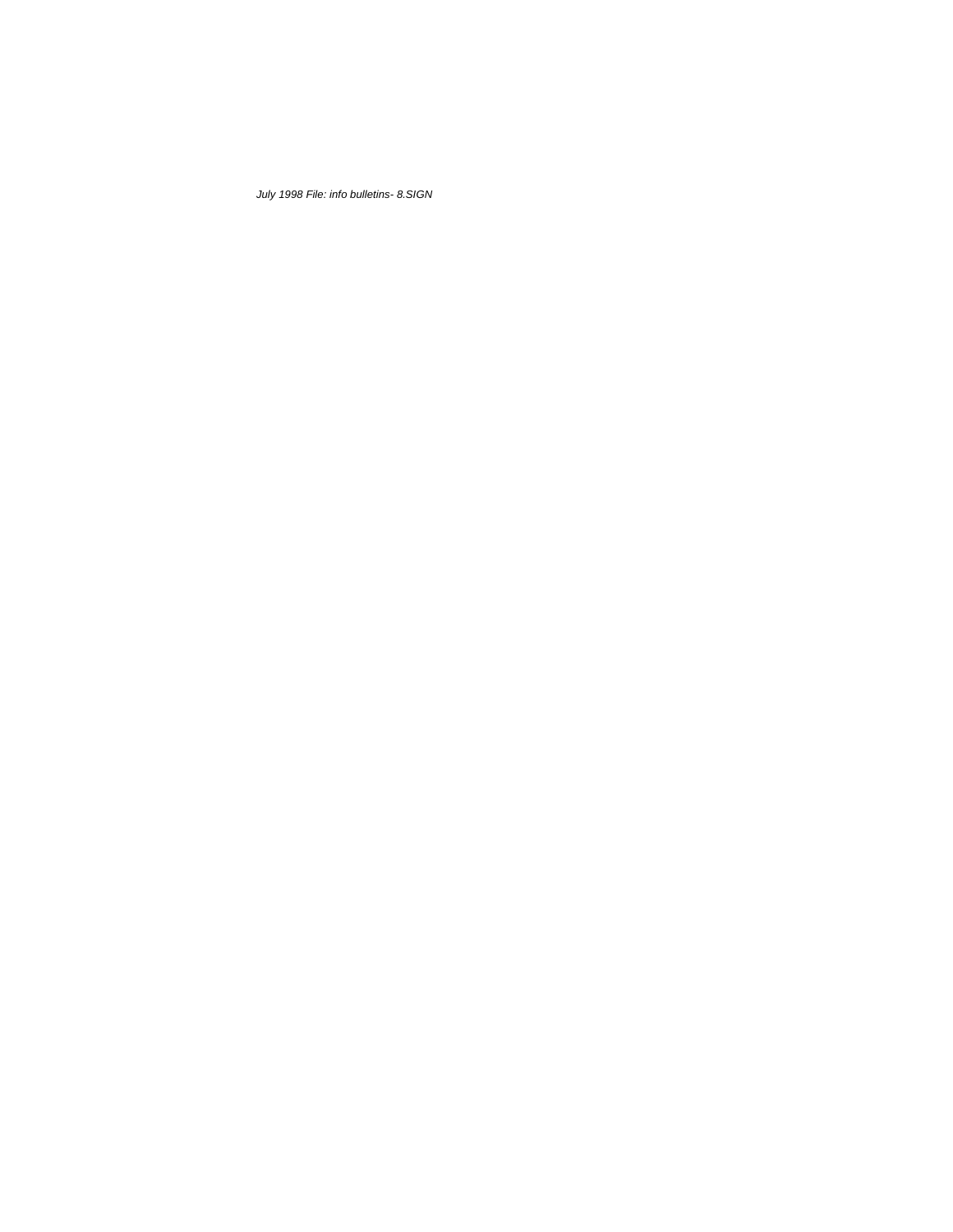*July 1998 File: info bulletins- 8.SIGN*